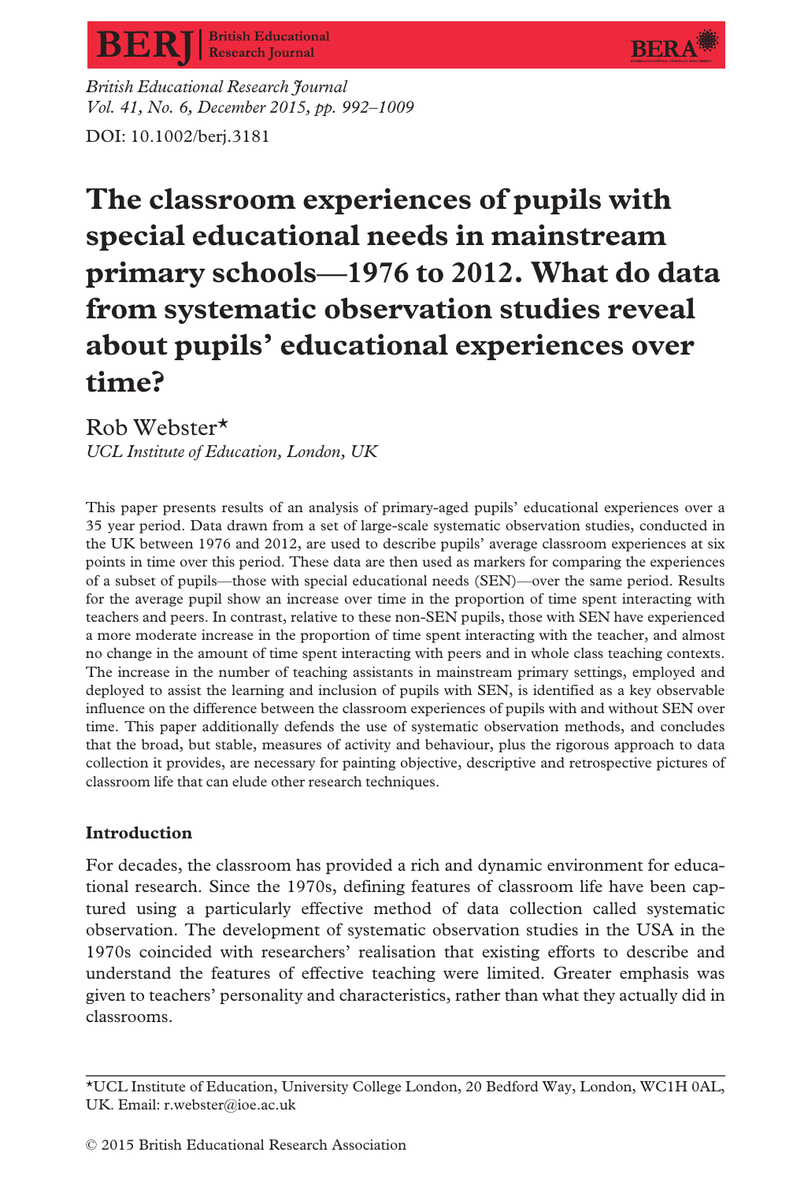# The classroom experiences of pupils with special educational needs in mainstream primary schools—1976 to 2012. What do data from systematic observation studies reveal about pupils' educational experiences over time?

Rob Webster*

*UCL Institute of Education, London, UK*

This paper presents results of an analysis of primary-aged pupils' educational experiences over a 35 year period. Data drawn from a set of large-scale systematic observation studies, conducted in the UK between 1976 and 2012, are used to describe pupils' average classroom experiences at six points in time over this period. These data are then used as markers for comparing the experiences of a subset of pupils—those with special educational needs (SEN)—over the same period. Results for the average pupil show an increase over time in the proportion of time spent interacting with teachers and peers. In contrast, relative to these non-SEN pupils, those with SEN have experienced a more moderate increase in the proportion of time spent interacting with the teacher, and almost no change in the amount of time spent interacting with peers and in whole class teaching contexts. The increase in the number of teaching assistants in mainstream primary settings, employed and deployed to assist the learning and inclusion of pupils with SEN, is identified as a key observable influence on the difference between the classroom experiences of pupils with and without SEN over time. This paper additionally defends the use of systematic observation methods, and concludes that the broad, but stable, measures of activity and behaviour, plus the rigorous approach to data collection it provides, are necessary for painting objective, descriptive and retrospective pictures of classroom life that can elude other research techniques.

## Introduction

For decades, the classroom has provided a rich and dynamic environment for educational research. Since the 1970s, defining features of classroom life have been captured using a particularly effective method of data collection called systematic observation. The development of systematic observation studies in the USA in the 1970s coincided with researchers' realisation that existing efforts to describe and understand the features of effective teaching were limited. Greater emphasis was given to teachers' personality and characteristics, rather than what they actually did in classrooms.

*UCL Institute of Education, University College London, 20 Bedford Way, London, WC1H 0AL, UK. Email: r.webster@ioe.ac.uk

© 2015 British Educational Research Association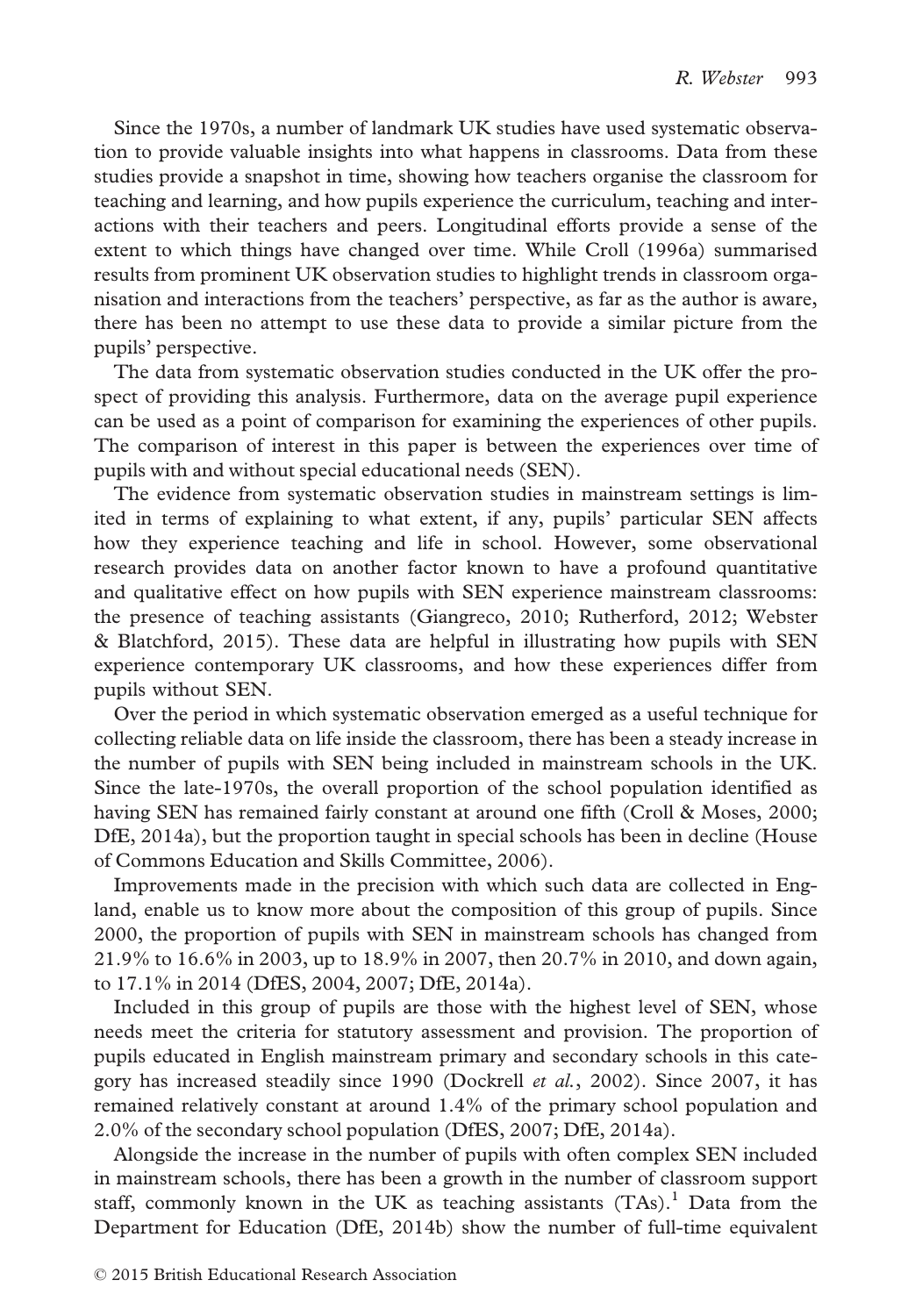Since the 1970s, a number of landmark UK studies have used systematic observation to provide valuable insights into what happens in classrooms. Data from these studies provide a snapshot in time, showing how teachers organise the classroom for teaching and learning, and how pupils experience the curriculum, teaching and interactions with their teachers and peers. Longitudinal efforts provide a sense of the extent to which things have changed over time. While Croll (1996a) summarised results from prominent UK observation studies to highlight trends in classroom organisation and interactions from the teachers' perspective, as far as the author is aware, there has been no attempt to use these data to provide a similar picture from the pupils' perspective.

The data from systematic observation studies conducted in the UK offer the prospect of providing this analysis. Furthermore, data on the average pupil experience can be used as a point of comparison for examining the experiences of other pupils. The comparison of interest in this paper is between the experiences over time of pupils with and without special educational needs (SEN).

The evidence from systematic observation studies in mainstream settings is limited in terms of explaining to what extent, if any, pupils' particular SEN affects how they experience teaching and life in school. However, some observational research provides data on another factor known to have a profound quantitative and qualitative effect on how pupils with SEN experience mainstream classrooms: the presence of teaching assistants (Giangreco, 2010; Rutherford, 2012; Webster & Blatchford, 2015). These data are helpful in illustrating how pupils with SEN experience contemporary UK classrooms, and how these experiences differ from pupils without SEN.

Over the period in which systematic observation emerged as a useful technique for collecting reliable data on life inside the classroom, there has been a steady increase in the number of pupils with SEN being included in mainstream schools in the UK. Since the late-1970s, the overall proportion of the school population identified as having SEN has remained fairly constant at around one fifth (Croll & Moses, 2000; DfE, 2014a), but the proportion taught in special schools has been in decline (House of Commons Education and Skills Committee, 2006).

Improvements made in the precision with which such data are collected in England, enable us to know more about the composition of this group of pupils. Since 2000, the proportion of pupils with SEN in mainstream schools has changed from 21.9% to 16.6% in 2003, up to 18.9% in 2007, then 20.7% in 2010, and down again, to 17.1% in 2014 (DfES, 2004, 2007; DfE, 2014a).

Included in this group of pupils are those with the highest level of SEN, whose needs meet the criteria for statutory assessment and provision. The proportion of pupils educated in English mainstream primary and secondary schools in this category has increased steadily since 1990 (Dockrell *et al.*, 2002). Since 2007, it has remained relatively constant at around 1.4% of the primary school population and 2.0% of the secondary school population (DfES, 2007; DfE, 2014a).

Alongside the increase in the number of pupils with often complex SEN included in mainstream schools, there has been a growth in the number of classroom support staff, commonly known in the UK as teaching assistants (TAs).[1] Data from the Department for Education (DfE, 2014b) show the number of full-time equivalent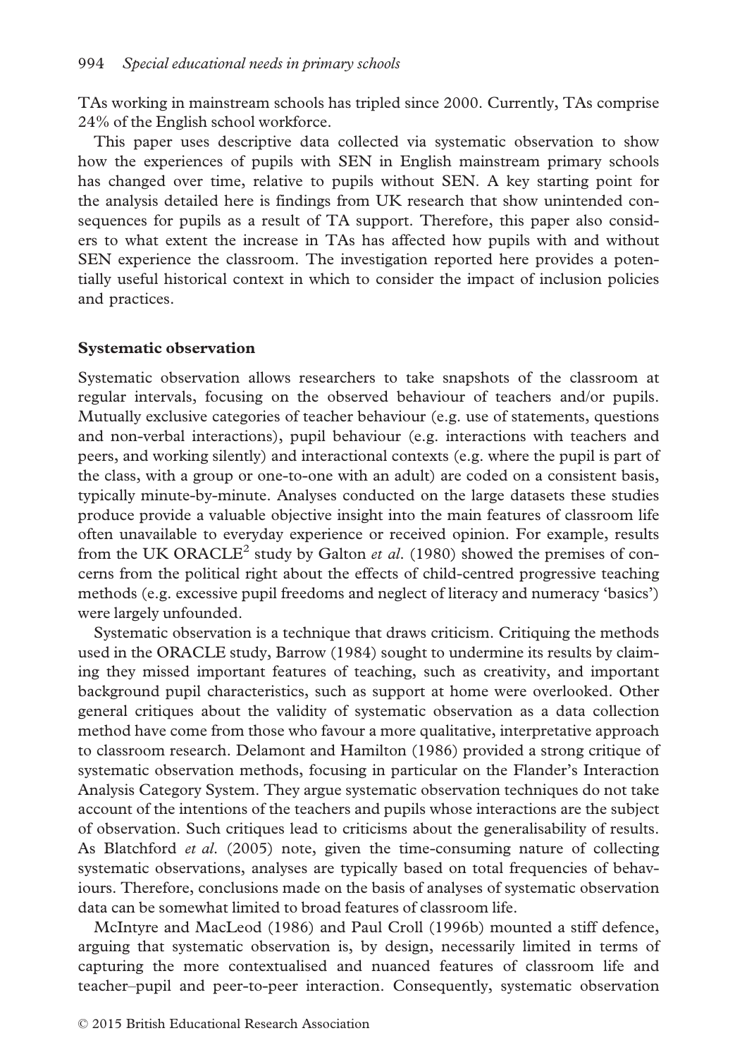TAs working in mainstream schools has tripled since 2000. Currently, TAs comprise 24% of the English school workforce.

This paper uses descriptive data collected via systematic observation to show how the experiences of pupils with SEN in English mainstream primary schools has changed over time, relative to pupils without SEN. A key starting point for the analysis detailed here is findings from UK research that show unintended consequences for pupils as a result of TA support. Therefore, this paper also considers to what extent the increase in TAs has affected how pupils with and without SEN experience the classroom. The investigation reported here provides a potentially useful historical context in which to consider the impact of inclusion policies and practices.

## Systematic observation

Systematic observation allows researchers to take snapshots of the classroom at regular intervals, focusing on the observed behaviour of teachers and/or pupils. Mutually exclusive categories of teacher behaviour (e.g. use of statements, questions and non-verbal interactions), pupil behaviour (e.g. interactions with teachers and peers, and working silently) and interactional contexts (e.g. where the pupil is part of the class, with a group or one-to-one with an adult) are coded on a consistent basis, typically minute-by-minute. Analyses conducted on the large datasets these studies produce provide a valuable objective insight into the main features of classroom life often unavailable to everyday experience or received opinion. For example, results from the UK ORACLE[2] study by Galton *et al.* (1980) showed the premises of concerns from the political right about the effects of child-centred progressive teaching methods (e.g. excessive pupil freedoms and neglect of literacy and numeracy 'basics') were largely unfounded.

Systematic observation is a technique that draws criticism. Critiquing the methods used in the ORACLE study, Barrow (1984) sought to undermine its results by claiming they missed important features of teaching, such as creativity, and important background pupil characteristics, such as support at home were overlooked. Other general critiques about the validity of systematic observation as a data collection method have come from those who favour a more qualitative, interpretative approach to classroom research. Delamont and Hamilton (1986) provided a strong critique of systematic observation methods, focusing in particular on the Flander's Interaction Analysis Category System. They argue systematic observation techniques do not take account of the intentions of the teachers and pupils whose interactions are the subject of observation. Such critiques lead to criticisms about the generalisability of results. As Blatchford *et al.* (2005) note, given the time-consuming nature of collecting systematic observations, analyses are typically based on total frequencies of behaviours. Therefore, conclusions made on the basis of analyses of systematic observation data can be somewhat limited to broad features of classroom life.

McIntyre and MacLeod (1986) and Paul Croll (1996b) mounted a stiff defence, arguing that systematic observation is, by design, necessarily limited in terms of capturing the more contextualised and nuanced features of classroom life and teacher–pupil and peer-to-peer interaction. Consequently, systematic observation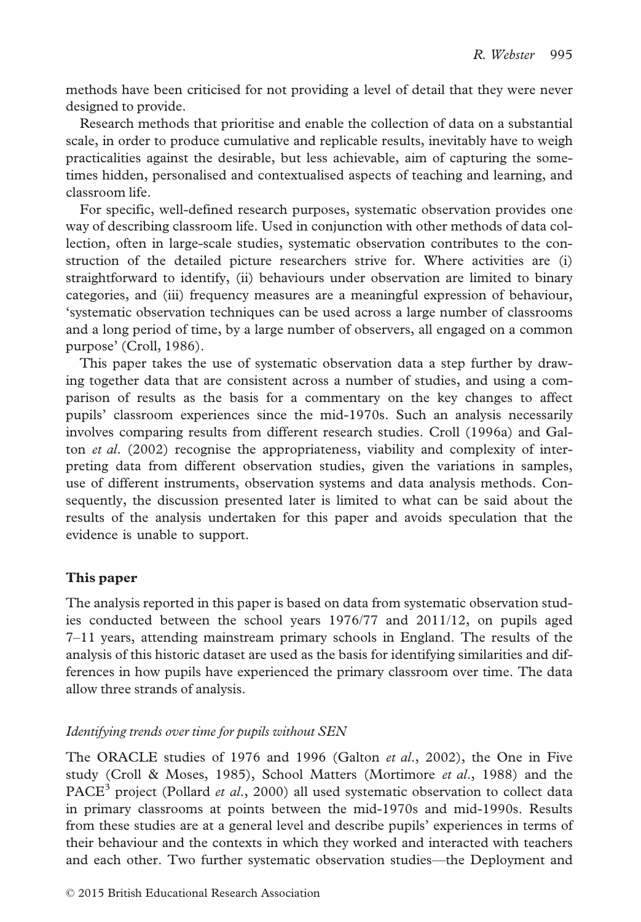methods have been criticised for not providing a level of detail that they were never designed to provide.

Research methods that prioritise and enable the collection of data on a substantial scale, in order to produce cumulative and replicable results, inevitably have to weigh practicalities against the desirable, but less achievable, aim of capturing the sometimes hidden, personalised and contextualised aspects of teaching and learning, and classroom life.

For specific, well-defined research purposes, systematic observation provides one way of describing classroom life. Used in conjunction with other methods of data collection, often in large-scale studies, systematic observation contributes to the construction of the detailed picture researchers strive for. Where activities are (i) straightforward to identify, (ii) behaviours under observation are limited to binary categories, and (iii) frequency measures are a meaningful expression of behaviour, 'systematic observation techniques can be used across a large number of classrooms and a long period of time, by a large number of observers, all engaged on a common purpose' (Croll, 1986).

This paper takes the use of systematic observation data a step further by drawing together data that are consistent across a number of studies, and using a comparison of results as the basis for a commentary on the key changes to affect pupils' classroom experiences since the mid-1970s. Such an analysis necessarily involves comparing results from different research studies. Croll (1996a) and Galton *et al*. (2002) recognise the appropriateness, viability and complexity of interpreting data from different observation studies, given the variations in samples, use of different instruments, observation systems and data analysis methods. Consequently, the discussion presented later is limited to what can be said about the results of the analysis undertaken for this paper and avoids speculation that the evidence is unable to support.

## This paper

The analysis reported in this paper is based on data from systematic observation studies conducted between the school years 1976/77 and 2011/12, on pupils aged 7–11 years, attending mainstream primary schools in England. The results of the analysis of this historic dataset are used as the basis for identifying similarities and differences in how pupils have experienced the primary classroom over time. The data allow three strands of analysis.

### *Identifying trends over time for pupils without SEN*

The ORACLE studies of 1976 and 1996 (Galton *et al*., 2002), the One in Five study (Croll & Moses, 1985), School Matters (Mortimore *et al*., 1988) and the PACE[3] project (Pollard *et al*., 2000) all used systematic observation to collect data in primary classrooms at points between the mid-1970s and mid-1990s. Results from these studies are at a general level and describe pupils' experiences in terms of their behaviour and the contexts in which they worked and interacted with teachers and each other. Two further systematic observation studies—the Deployment and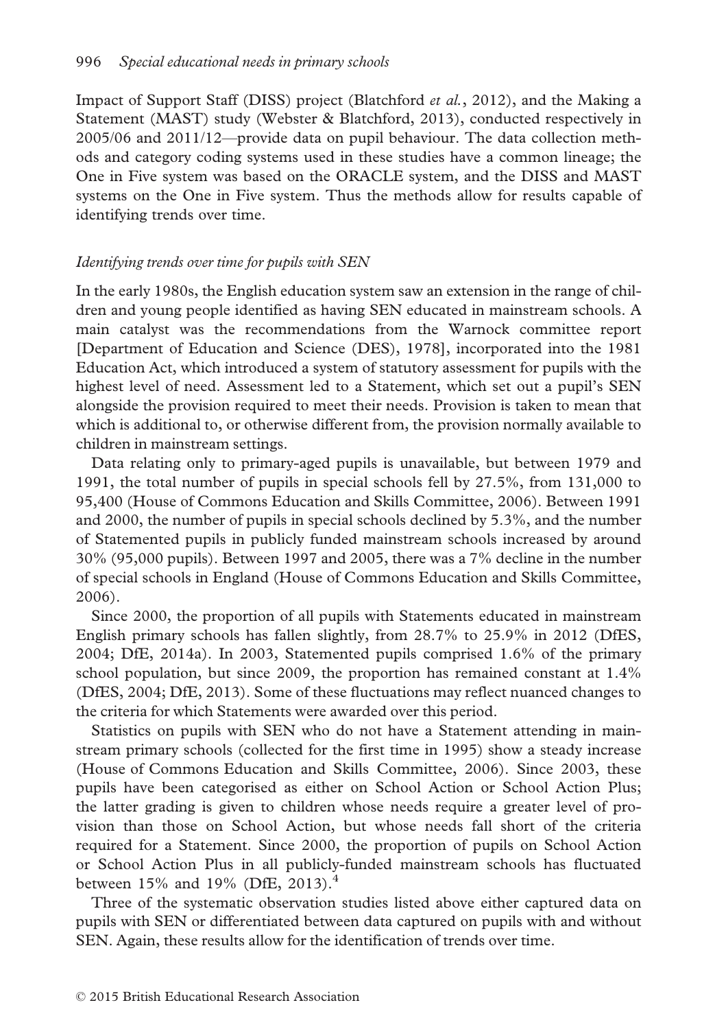Impact of Support Staff (DISS) project (Blatchford *et al.*, 2012), and the Making a Statement (MAST) study (Webster & Blatchford, 2013), conducted respectively in 2005/06 and 2011/12—provide data on pupil behaviour. The data collection methods and category coding systems used in these studies have a common lineage; the One in Five system was based on the ORACLE system, and the DISS and MAST systems on the One in Five system. Thus the methods allow for results capable of identifying trends over time.

### *Identifying trends over time for pupils with SEN*

In the early 1980s, the English education system saw an extension in the range of children and young people identified as having SEN educated in mainstream schools. A main catalyst was the recommendations from the Warnock committee report [Department of Education and Science (DES), 1978], incorporated into the 1981 Education Act, which introduced a system of statutory assessment for pupils with the highest level of need. Assessment led to a Statement, which set out a pupil's SEN alongside the provision required to meet their needs. Provision is taken to mean that which is additional to, or otherwise different from, the provision normally available to children in mainstream settings.

Data relating only to primary-aged pupils is unavailable, but between 1979 and 1991, the total number of pupils in special schools fell by 27.5%, from 131,000 to 95,400 (House of Commons Education and Skills Committee, 2006). Between 1991 and 2000, the number of pupils in special schools declined by 5.3%, and the number of Statemented pupils in publicly funded mainstream schools increased by around 30% (95,000 pupils). Between 1997 and 2005, there was a 7% decline in the number of special schools in England (House of Commons Education and Skills Committee, 2006).

Since 2000, the proportion of all pupils with Statements educated in mainstream English primary schools has fallen slightly, from 28.7% to 25.9% in 2012 (DfES, 2004; DfE, 2014a). In 2003, Statemented pupils comprised 1.6% of the primary school population, but since 2009, the proportion has remained constant at 1.4% (DfES, 2004; DfE, 2013). Some of these fluctuations may reflect nuanced changes to the criteria for which Statements were awarded over this period.

Statistics on pupils with SEN who do not have a Statement attending in mainstream primary schools (collected for the first time in 1995) show a steady increase (House of Commons Education and Skills Committee, 2006). Since 2003, these pupils have been categorised as either on School Action or School Action Plus; the latter grading is given to children whose needs require a greater level of provision than those on School Action, but whose needs fall short of the criteria required for a Statement. Since 2000, the proportion of pupils on School Action or School Action Plus in all publicly-funded mainstream schools has fluctuated between 15% and 19% (DfE, 2013).[4]

Three of the systematic observation studies listed above either captured data on pupils with SEN or differentiated between data captured on pupils with and without SEN. Again, these results allow for the identification of trends over time.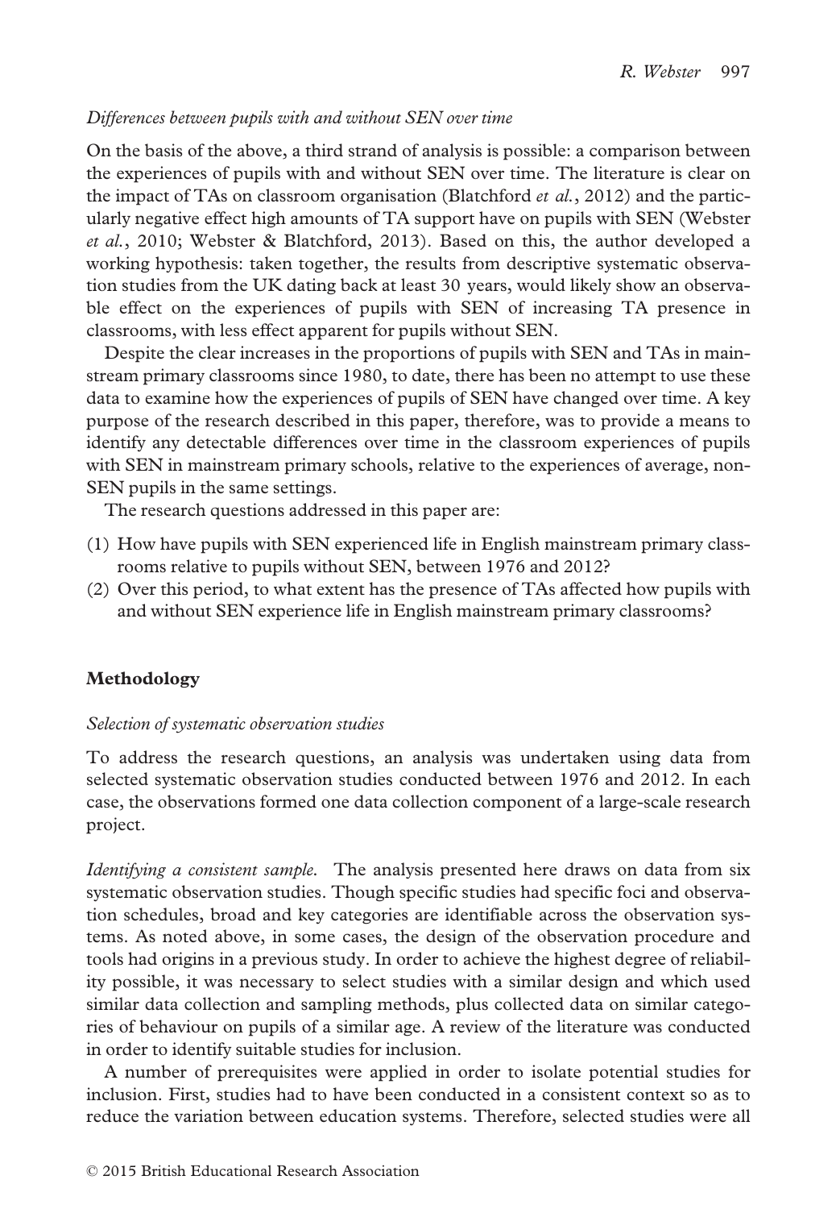*Differences between pupils with and without SEN over time*

On the basis of the above, a third strand of analysis is possible: a comparison between the experiences of pupils with and without SEN over time. The literature is clear on the impact of TAs on classroom organisation (Blatchford *et al.*, 2012) and the particularly negative effect high amounts of TA support have on pupils with SEN (Webster *et al.*, 2010; Webster & Blatchford, 2013). Based on this, the author developed a working hypothesis: taken together, the results from descriptive systematic observation studies from the UK dating back at least 30 years, would likely show an observable effect on the experiences of pupils with SEN of increasing TA presence in classrooms, with less effect apparent for pupils without SEN.

Despite the clear increases in the proportions of pupils with SEN and TAs in mainstream primary classrooms since 1980, to date, there has been no attempt to use these data to examine how the experiences of pupils of SEN have changed over time. A key purpose of the research described in this paper, therefore, was to provide a means to identify any detectable differences over time in the classroom experiences of pupils with SEN in mainstream primary schools, relative to the experiences of average, non-SEN pupils in the same settings.

The research questions addressed in this paper are:

(1) How have pupils with SEN experienced life in English mainstream primary classrooms relative to pupils without SEN, between 1976 and 2012?
(2) Over this period, to what extent has the presence of TAs affected how pupils with and without SEN experience life in English mainstream primary classrooms?

## Methodology

*Selection of systematic observation studies*

To address the research questions, an analysis was undertaken using data from selected systematic observation studies conducted between 1976 and 2012. In each case, the observations formed one data collection component of a large-scale research project.

*Identifying a consistent sample.* The analysis presented here draws on data from six systematic observation studies. Though specific studies had specific foci and observation schedules, broad and key categories are identifiable across the observation systems. As noted above, in some cases, the design of the observation procedure and tools had origins in a previous study. In order to achieve the highest degree of reliability possible, it was necessary to select studies with a similar design and which used similar data collection and sampling methods, plus collected data on similar categories of behaviour on pupils of a similar age. A review of the literature was conducted in order to identify suitable studies for inclusion.

A number of prerequisites were applied in order to isolate potential studies for inclusion. First, studies had to have been conducted in a consistent context so as to reduce the variation between education systems. Therefore, selected studies were all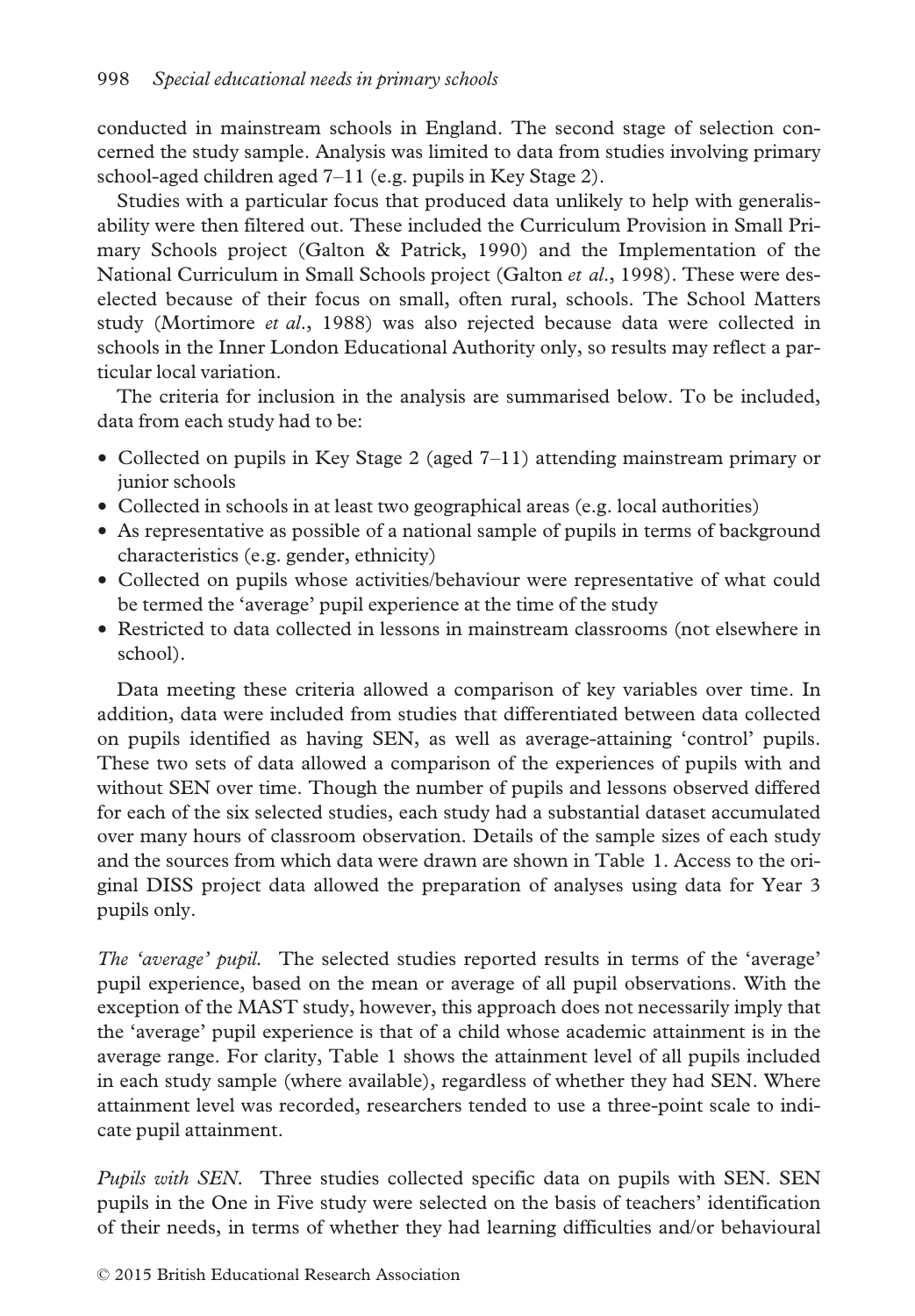conducted in mainstream schools in England. The second stage of selection concerned the study sample. Analysis was limited to data from studies involving primary school-aged children aged 7–11 (e.g. pupils in Key Stage 2).

Studies with a particular focus that produced data unlikely to help with generalisability were then filtered out. These included the Curriculum Provision in Small Primary Schools project (Galton & Patrick, 1990) and the Implementation of the National Curriculum in Small Schools project (Galton *et al.*, 1998). These were deselected because of their focus on small, often rural, schools. The School Matters study (Mortimore *et al.*, 1988) was also rejected because data were collected in schools in the Inner London Educational Authority only, so results may reflect a particular local variation.

The criteria for inclusion in the analysis are summarised below. To be included, data from each study had to be:

- Collected on pupils in Key Stage 2 (aged 7–11) attending mainstream primary or junior schools
- Collected in schools in at least two geographical areas (e.g. local authorities)
- As representative as possible of a national sample of pupils in terms of background characteristics (e.g. gender, ethnicity)
- Collected on pupils whose activities/behaviour were representative of what could be termed the 'average' pupil experience at the time of the study
- Restricted to data collected in lessons in mainstream classrooms (not elsewhere in school).

Data meeting these criteria allowed a comparison of key variables over time. In addition, data were included from studies that differentiated between data collected on pupils identified as having SEN, as well as average-attaining 'control' pupils. These two sets of data allowed a comparison of the experiences of pupils with and without SEN over time. Though the number of pupils and lessons observed differed for each of the six selected studies, each study had a substantial dataset accumulated over many hours of classroom observation. Details of the sample sizes of each study and the sources from which data were drawn are shown in Table 1. Access to the original DISS project data allowed the preparation of analyses using data for Year 3 pupils only.

*The 'average' pupil.* The selected studies reported results in terms of the 'average' pupil experience, based on the mean or average of all pupil observations. With the exception of the MAST study, however, this approach does not necessarily imply that the 'average' pupil experience is that of a child whose academic attainment is in the average range. For clarity, Table 1 shows the attainment level of all pupils included in each study sample (where available), regardless of whether they had SEN. Where attainment level was recorded, researchers tended to use a three-point scale to indicate pupil attainment.

*Pupils with SEN.* Three studies collected specific data on pupils with SEN. SEN pupils in the One in Five study were selected on the basis of teachers' identification of their needs, in terms of whether they had learning difficulties and/or behavioural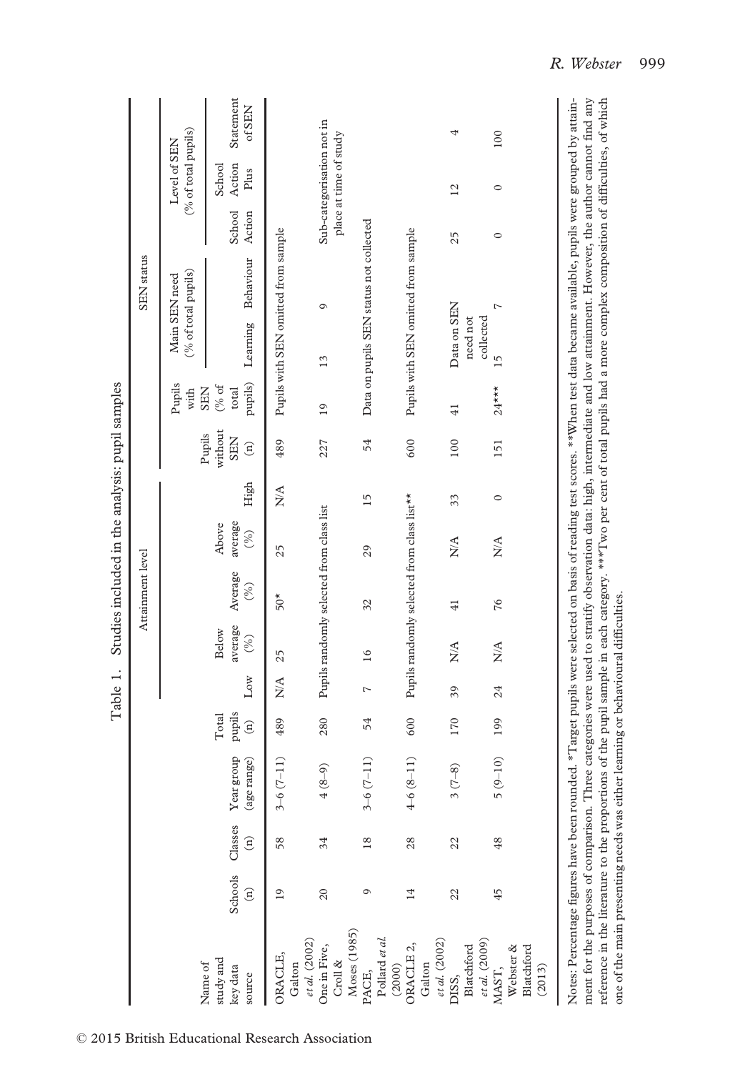Table 1. Studies included in the analysis: pupil samples

| Name of study and key data source | Schools (n) | Classes (n) | Year group (age range) | Total pupils (n) | Attainment level | | | | | SEN status | | | | | | |
|---|---|---|---|---|---|---|---|---|---|---|---|---|---|---|---|---|
| | | | | | Low | Below average (%) | Average (%) | Above average (%) | High | Pupils without SEN (n) | Pupils with SEN (% of total pupils) | Main SEN need (% of total pupils) | | Level of SEN (% of total pupils) | | |
| | | | | | | | | | | | | Learning | Behaviour | School Action | School Action Plus | Statement of SEN |
| ORACLE, Galton *et al.* (2002) | 19 | 58 | 3–6 (7–11) | 489 | N/A | 25 | 50* | 25 | N/A | 489 | Pupils with SEN omitted from sample | | | | | |
| One in Five, Croll & Moses (1985) | 20 | 34 | 4 (8–9) | 280 | Pupils randomly selected from class list | | | | | 227 | 19 | 13 | 9 | Sub-categorisation not in place at time of study | | |
| PACE, Pollard *et al.* (2000) | 9 | 18 | 3–6 (7–11) | 54 | 7 | 16 | 32 | 29 | 15 | 54 | Data on pupils SEN status not collected | | | | | |
| ORACLE 2, Galton *et al.* (2002) | 14 | 28 | 4–6 (8–11) | 600 | Pupils randomly selected from class list** | | | | | 600 | Pupils with SEN omitted from sample | | | | | |
| DISS, Blatchford *et al.* (2009) | 22 | 22 | 3 (7–8) | 170 | 39 | N/A | 41 | N/A | 33 | 100 | 41 | Data on SEN need not collected | | 25 | 12 | 4 |
| MAST, Webster & Blatchford (2013) | 45 | 48 | 5 (9–10) | 199 | 24 | N/A | 76 | N/A | 0 | 151 | 24*** | 15 | 7 | 0 | 0 | 100 |

Notes: Percentage figures have been rounded. *Target pupils were selected on basis of reading test scores. **When test data became available, pupils were grouped by attainment for the purposes of comparison. Three categories were used to stratify observation data: high, intermediate and low attainment. However, the author cannot find any reference in the literature to the proportions of the pupil sample in each category. ***Two per cent of total pupils had a more complex composition of difficulties, of which one of the main presenting needs was either learning or behavioural difficulties.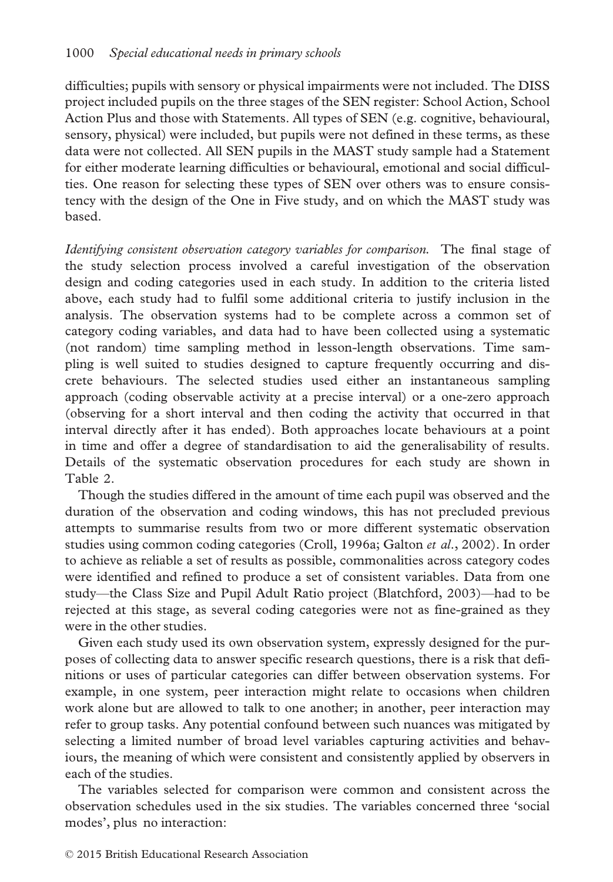difficulties; pupils with sensory or physical impairments were not included. The DISS project included pupils on the three stages of the SEN register: School Action, School Action Plus and those with Statements. All types of SEN (e.g. cognitive, behavioural, sensory, physical) were included, but pupils were not defined in these terms, as these data were not collected. All SEN pupils in the MAST study sample had a Statement for either moderate learning difficulties or behavioural, emotional and social difficulties. One reason for selecting these types of SEN over others was to ensure consistency with the design of the One in Five study, and on which the MAST study was based.

*Identifying consistent observation category variables for comparison.* The final stage of the study selection process involved a careful investigation of the observation design and coding categories used in each study. In addition to the criteria listed above, each study had to fulfil some additional criteria to justify inclusion in the analysis. The observation systems had to be complete across a common set of category coding variables, and data had to have been collected using a systematic (not random) time sampling method in lesson-length observations. Time sampling is well suited to studies designed to capture frequently occurring and discrete behaviours. The selected studies used either an instantaneous sampling approach (coding observable activity at a precise interval) or a one-zero approach (observing for a short interval and then coding the activity that occurred in that interval directly after it has ended). Both approaches locate behaviours at a point in time and offer a degree of standardisation to aid the generalisability of results. Details of the systematic observation procedures for each study are shown in Table 2.

Though the studies differed in the amount of time each pupil was observed and the duration of the observation and coding windows, this has not precluded previous attempts to summarise results from two or more different systematic observation studies using common coding categories (Croll, 1996a; Galton *et al.*, 2002). In order to achieve as reliable a set of results as possible, commonalities across category codes were identified and refined to produce a set of consistent variables. Data from one study—the Class Size and Pupil Adult Ratio project (Blatchford, 2003)—had to be rejected at this stage, as several coding categories were not as fine-grained as they were in the other studies.

Given each study used its own observation system, expressly designed for the purposes of collecting data to answer specific research questions, there is a risk that definitions or uses of particular categories can differ between observation systems. For example, in one system, peer interaction might relate to occasions when children work alone but are allowed to talk to one another; in another, peer interaction may refer to group tasks. Any potential confound between such nuances was mitigated by selecting a limited number of broad level variables capturing activities and behaviours, the meaning of which were consistent and consistently applied by observers in each of the studies.

The variables selected for comparison were common and consistent across the observation schedules used in the six studies. The variables concerned three 'social modes', plus no interaction: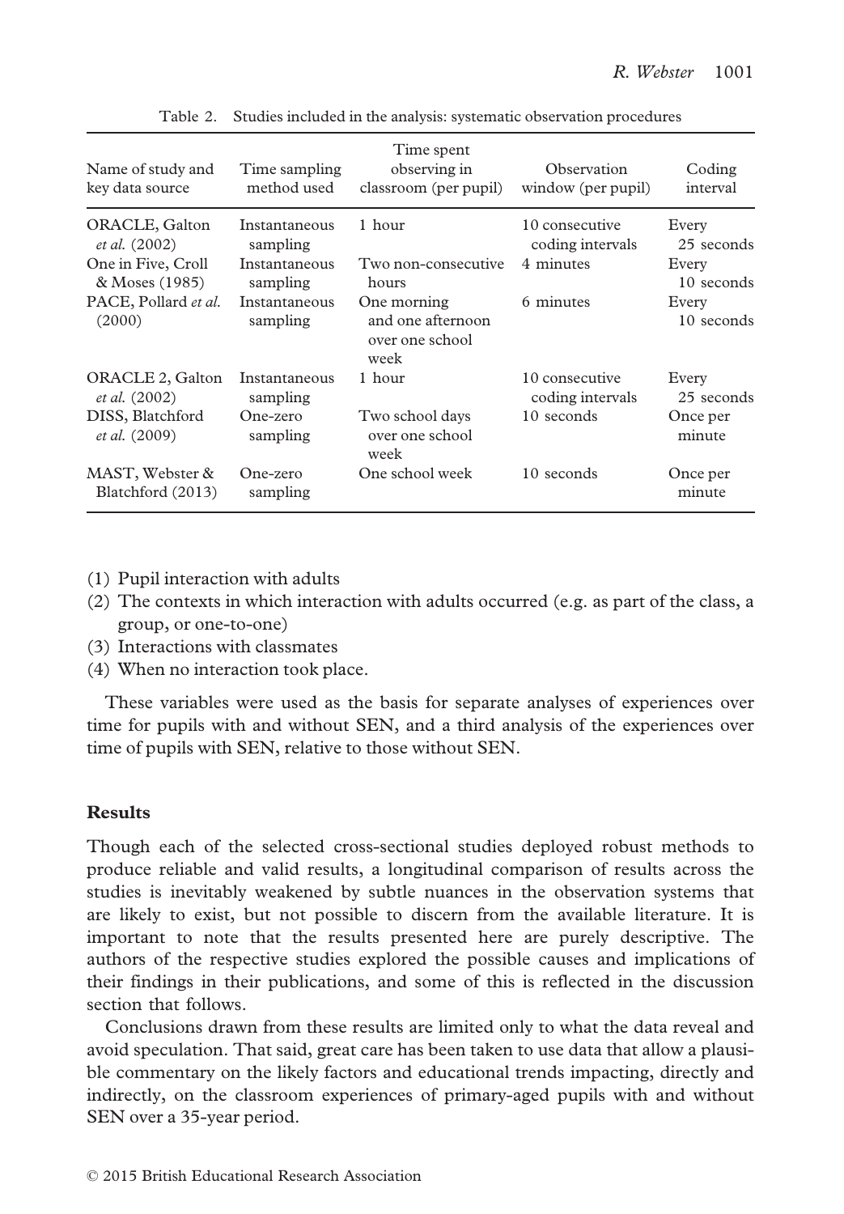Table 2. Studies included in the analysis: systematic observation procedures

| Name of study and key data source | Time sampling method used | Time spent observing in classroom (per pupil) | Observation window (per pupil) | Coding interval |
| --- | --- | --- | --- | --- |
| ORACLE, Galton *et al.* (2002) | Instantaneous sampling | 1 hour | 10 consecutive coding intervals | Every 25 seconds |
| One in Five, Croll & Moses (1985) | Instantaneous sampling | Two non-consecutive hours | 4 minutes | Every 10 seconds |
| PACE, Pollard *et al.* (2000) | Instantaneous sampling | One morning and one afternoon over one school week | 6 minutes | Every 10 seconds |
| ORACLE 2, Galton *et al.* (2002) | Instantaneous sampling | 1 hour | 10 consecutive coding intervals | Every 25 seconds |
| DISS, Blatchford *et al.* (2009) | One-zero sampling | Two school days over one school week | 10 seconds | Once per minute |
| MAST, Webster & Blatchford (2013) | One-zero sampling | One school week | 10 seconds | Once per minute |

(1) Pupil interaction with adults
(2) The contexts in which interaction with adults occurred (e.g. as part of the class, a group, or one-to-one)
(3) Interactions with classmates
(4) When no interaction took place.

These variables were used as the basis for separate analyses of experiences over time for pupils with and without SEN, and a third analysis of the experiences over time of pupils with SEN, relative to those without SEN.

## Results

Though each of the selected cross-sectional studies deployed robust methods to produce reliable and valid results, a longitudinal comparison of results across the studies is inevitably weakened by subtle nuances in the observation systems that are likely to exist, but not possible to discern from the available literature. It is important to note that the results presented here are purely descriptive. The authors of the respective studies explored the possible causes and implications of their findings in their publications, and some of this is reflected in the discussion section that follows.

Conclusions drawn from these results are limited only to what the data reveal and avoid speculation. That said, great care has been taken to use data that allow a plausible commentary on the likely factors and educational trends impacting, directly and indirectly, on the classroom experiences of primary-aged pupils with and without SEN over a 35-year period.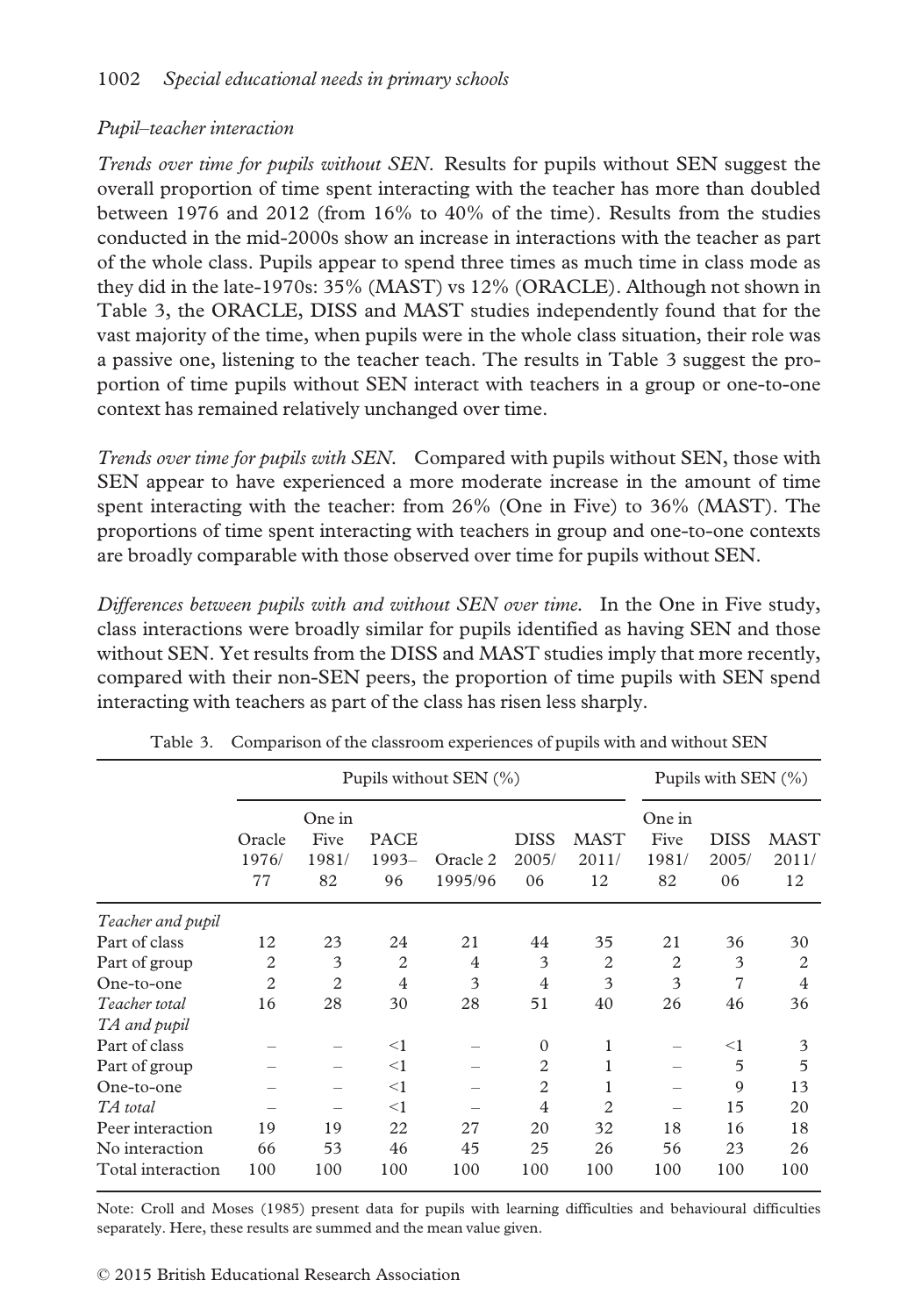### *Pupil–teacher interaction*

*Trends over time for pupils without SEN.* Results for pupils without SEN suggest the overall proportion of time spent interacting with the teacher has more than doubled between 1976 and 2012 (from 16% to 40% of the time). Results from the studies conducted in the mid-2000s show an increase in interactions with the teacher as part of the whole class. Pupils appear to spend three times as much time in class mode as they did in the late-1970s: 35% (MAST) vs 12% (ORACLE). Although not shown in Table 3, the ORACLE, DISS and MAST studies independently found that for the vast majority of the time, when pupils were in the whole class situation, their role was a passive one, listening to the teacher teach. The results in Table 3 suggest the proportion of time pupils without SEN interact with teachers in a group or one-to-one context has remained relatively unchanged over time.

*Trends over time for pupils with SEN.* Compared with pupils without SEN, those with SEN appear to have experienced a more moderate increase in the amount of time spent interacting with the teacher: from 26% (One in Five) to 36% (MAST). The proportions of time spent interacting with teachers in group and one-to-one contexts are broadly comparable with those observed over time for pupils without SEN.

*Differences between pupils with and without SEN over time.* In the One in Five study, class interactions were broadly similar for pupils identified as having SEN and those without SEN. Yet results from the DISS and MAST studies imply that more recently, compared with their non-SEN peers, the proportion of time pupils with SEN spend interacting with teachers as part of the class has risen less sharply.

Table 3. Comparison of the classroom experiences of pupils with and without SEN

| | Pupils without SEN (%) | | | | | | Pupils with SEN (%) | | |
|---|---|---|---|---|---|---|---|---|---|
| | Oracle 1976/77 | One in Five 1981/82 | PACE 1993–96 | Oracle 2 1995/96 | DISS 2005/06 | MAST 2011/12 | One in Five 1981/82 | DISS 2005/06 | MAST 2011/12 |
| *Teacher and pupil* | | | | | | | | | |
| Part of class | 12 | 23 | 24 | 21 | 44 | 35 | 21 | 36 | 30 |
| Part of group | 2 | 3 | 2 | 4 | 3 | 2 | 2 | 3 | 2 |
| One-to-one | 2 | 2 | 4 | 3 | 4 | 3 | 3 | 7 | 4 |
| *Teacher total* | 16 | 28 | 30 | 28 | 51 | 40 | 26 | 46 | 36 |
| *TA and pupil* | | | | | | | | | |
| Part of class | – | – | <1 | – | 0 | 1 | – | <1 | 3 |
| Part of group | – | – | <1 | – | 2 | 1 | – | 5 | 5 |
| One-to-one | – | – | <1 | – | 2 | 1 | – | 9 | 13 |
| *TA total* | – | – | <1 | – | 4 | 2 | – | 15 | 20 |
| Peer interaction | 19 | 19 | 22 | 27 | 20 | 32 | 18 | 16 | 18 |
| No interaction | 66 | 53 | 46 | 45 | 25 | 26 | 56 | 23 | 26 |
| Total interaction | 100 | 100 | 100 | 100 | 100 | 100 | 100 | 100 | 100 |

Note: Croll and Moses (1985) present data for pupils with learning difficulties and behavioural difficulties separately. Here, these results are summed and the mean value given.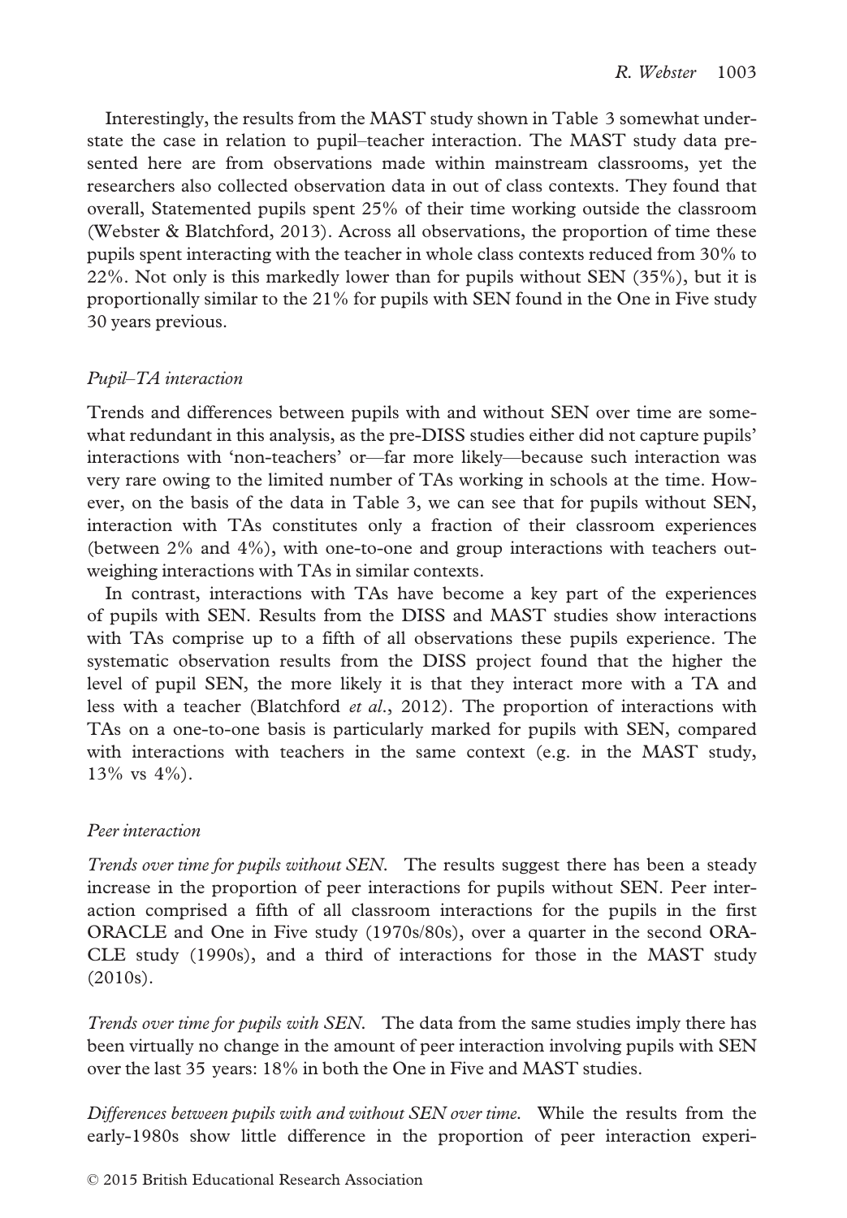Interestingly, the results from the MAST study shown in Table 3 somewhat understate the case in relation to pupil–teacher interaction. The MAST study data presented here are from observations made within mainstream classrooms, yet the researchers also collected observation data in out of class contexts. They found that overall, Statemented pupils spent 25% of their time working outside the classroom (Webster & Blatchford, 2013). Across all observations, the proportion of time these pupils spent interacting with the teacher in whole class contexts reduced from 30% to 22%. Not only is this markedly lower than for pupils without SEN (35%), but it is proportionally similar to the 21% for pupils with SEN found in the One in Five study 30 years previous.

### *Pupil–TA interaction*

Trends and differences between pupils with and without SEN over time are somewhat redundant in this analysis, as the pre-DISS studies either did not capture pupils' interactions with 'non-teachers' or—far more likely—because such interaction was very rare owing to the limited number of TAs working in schools at the time. However, on the basis of the data in Table 3, we can see that for pupils without SEN, interaction with TAs constitutes only a fraction of their classroom experiences (between 2% and 4%), with one-to-one and group interactions with teachers outweighing interactions with TAs in similar contexts.

In contrast, interactions with TAs have become a key part of the experiences of pupils with SEN. Results from the DISS and MAST studies show interactions with TAs comprise up to a fifth of all observations these pupils experience. The systematic observation results from the DISS project found that the higher the level of pupil SEN, the more likely it is that they interact more with a TA and less with a teacher (Blatchford *et al*., 2012). The proportion of interactions with TAs on a one-to-one basis is particularly marked for pupils with SEN, compared with interactions with teachers in the same context (e.g. in the MAST study, 13% vs 4%).

### *Peer interaction*

*Trends over time for pupils without SEN.* The results suggest there has been a steady increase in the proportion of peer interactions for pupils without SEN. Peer interaction comprised a fifth of all classroom interactions for the pupils in the first ORACLE and One in Five study (1970s/80s), over a quarter in the second ORACLE study (1990s), and a third of interactions for those in the MAST study (2010s).

*Trends over time for pupils with SEN.* The data from the same studies imply there has been virtually no change in the amount of peer interaction involving pupils with SEN over the last 35 years: 18% in both the One in Five and MAST studies.

*Differences between pupils with and without SEN over time.* While the results from the early-1980s show little difference in the proportion of peer interaction experi-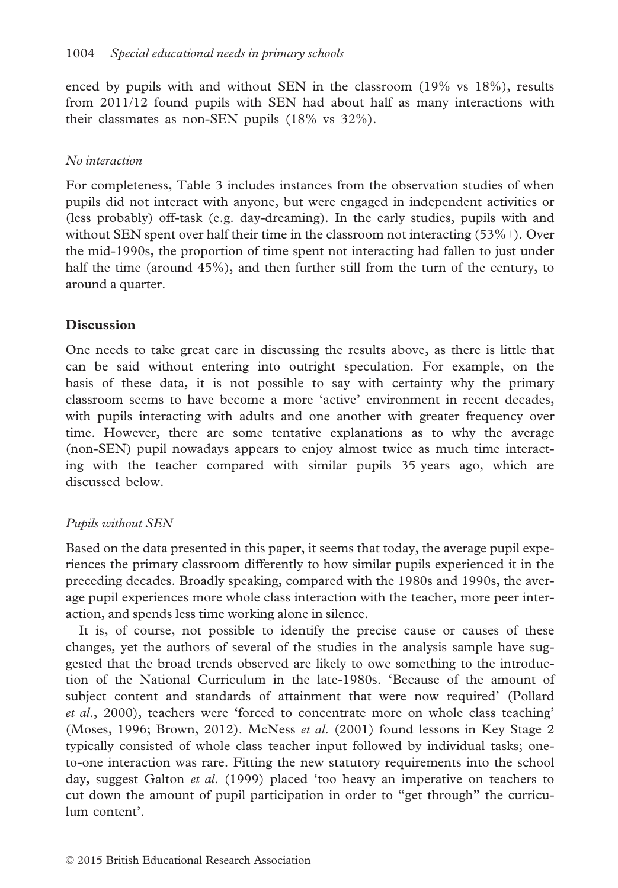enced by pupils with and without SEN in the classroom (19% vs 18%), results from 2011/12 found pupils with SEN had about half as many interactions with their classmates as non-SEN pupils (18% vs 32%).

*No interaction*

For completeness, Table 3 includes instances from the observation studies of when pupils did not interact with anyone, but were engaged in independent activities or (less probably) off-task (e.g. day-dreaming). In the early studies, pupils with and without SEN spent over half their time in the classroom not interacting (53%+). Over the mid-1990s, the proportion of time spent not interacting had fallen to just under half the time (around 45%), and then further still from the turn of the century, to around a quarter.

## Discussion

One needs to take great care in discussing the results above, as there is little that can be said without entering into outright speculation. For example, on the basis of these data, it is not possible to say with certainty why the primary classroom seems to have become a more 'active' environment in recent decades, with pupils interacting with adults and one another with greater frequency over time. However, there are some tentative explanations as to why the average (non-SEN) pupil nowadays appears to enjoy almost twice as much time interacting with the teacher compared with similar pupils 35 years ago, which are discussed below.

*Pupils without SEN*

Based on the data presented in this paper, it seems that today, the average pupil experiences the primary classroom differently to how similar pupils experienced it in the preceding decades. Broadly speaking, compared with the 1980s and 1990s, the average pupil experiences more whole class interaction with the teacher, more peer interaction, and spends less time working alone in silence.

It is, of course, not possible to identify the precise cause or causes of these changes, yet the authors of several of the studies in the analysis sample have suggested that the broad trends observed are likely to owe something to the introduction of the National Curriculum in the late-1980s. 'Because of the amount of subject content and standards of attainment that were now required' (Pollard *et al.*, 2000), teachers were 'forced to concentrate more on whole class teaching' (Moses, 1996; Brown, 2012). McNess *et al.* (2001) found lessons in Key Stage 2 typically consisted of whole class teacher input followed by individual tasks; one-to-one interaction was rare. Fitting the new statutory requirements into the school day, suggest Galton *et al.* (1999) placed 'too heavy an imperative on teachers to cut down the amount of pupil participation in order to "get through" the curriculum content'.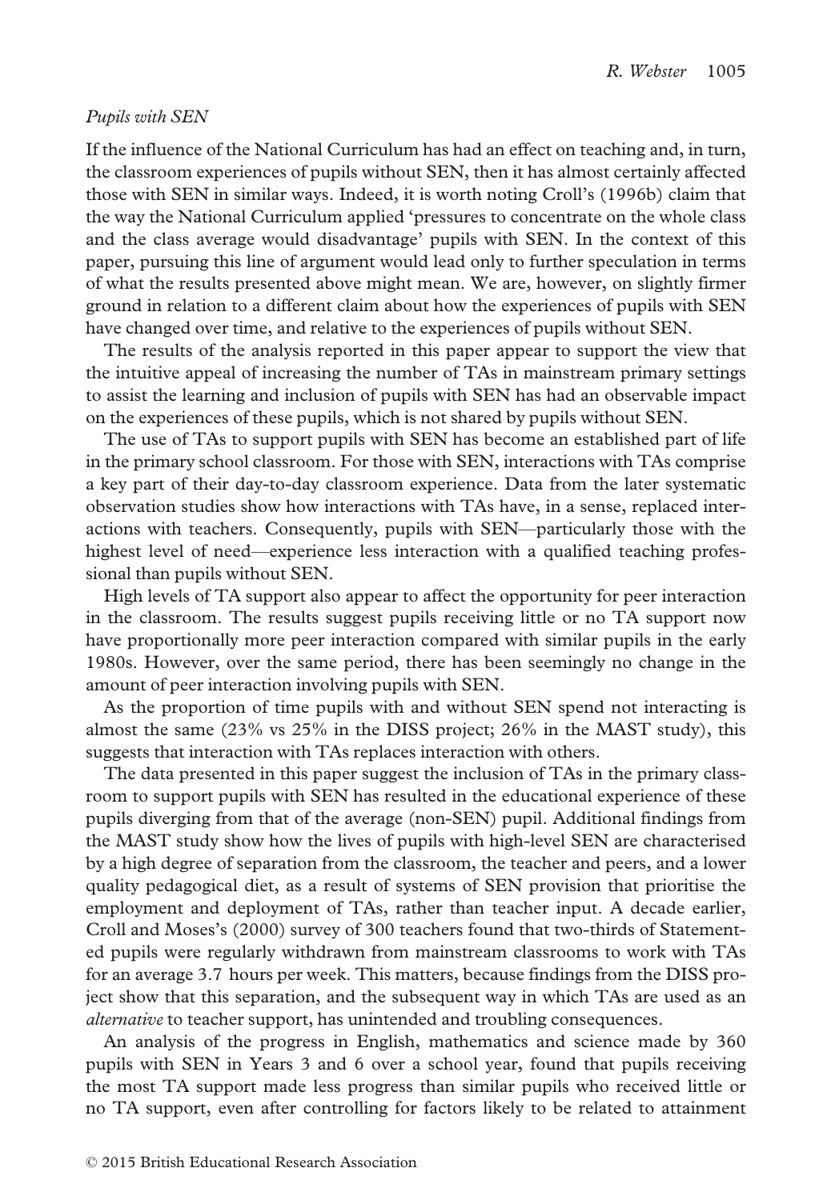*Pupils with SEN*

If the influence of the National Curriculum has had an effect on teaching and, in turn, the classroom experiences of pupils without SEN, then it has almost certainly affected those with SEN in similar ways. Indeed, it is worth noting Croll's (1996b) claim that the way the National Curriculum applied 'pressures to concentrate on the whole class and the class average would disadvantage' pupils with SEN. In the context of this paper, pursuing this line of argument would lead only to further speculation in terms of what the results presented above might mean. We are, however, on slightly firmer ground in relation to a different claim about how the experiences of pupils with SEN have changed over time, and relative to the experiences of pupils without SEN.

The results of the analysis reported in this paper appear to support the view that the intuitive appeal of increasing the number of TAs in mainstream primary settings to assist the learning and inclusion of pupils with SEN has had an observable impact on the experiences of these pupils, which is not shared by pupils without SEN.

The use of TAs to support pupils with SEN has become an established part of life in the primary school classroom. For those with SEN, interactions with TAs comprise a key part of their day-to-day classroom experience. Data from the later systematic observation studies show how interactions with TAs have, in a sense, replaced interactions with teachers. Consequently, pupils with SEN—particularly those with the highest level of need—experience less interaction with a qualified teaching professional than pupils without SEN.

High levels of TA support also appear to affect the opportunity for peer interaction in the classroom. The results suggest pupils receiving little or no TA support now have proportionally more peer interaction compared with similar pupils in the early 1980s. However, over the same period, there has been seemingly no change in the amount of peer interaction involving pupils with SEN.

As the proportion of time pupils with and without SEN spend not interacting is almost the same (23% vs 25% in the DISS project; 26% in the MAST study), this suggests that interaction with TAs replaces interaction with others.

The data presented in this paper suggest the inclusion of TAs in the primary classroom to support pupils with SEN has resulted in the educational experience of these pupils diverging from that of the average (non-SEN) pupil. Additional findings from the MAST study show how the lives of pupils with high-level SEN are characterised by a high degree of separation from the classroom, the teacher and peers, and a lower quality pedagogical diet, as a result of systems of SEN provision that prioritise the employment and deployment of TAs, rather than teacher input. A decade earlier, Croll and Moses's (2000) survey of 300 teachers found that two-thirds of Statemented pupils were regularly withdrawn from mainstream classrooms to work with TAs for an average 3.7 hours per week. This matters, because findings from the DISS project show that this separation, and the subsequent way in which TAs are used as an *alternative* to teacher support, has unintended and troubling consequences.

An analysis of the progress in English, mathematics and science made by 360 pupils with SEN in Years 3 and 6 over a school year, found that pupils receiving the most TA support made less progress than similar pupils who received little or no TA support, even after controlling for factors likely to be related to attainment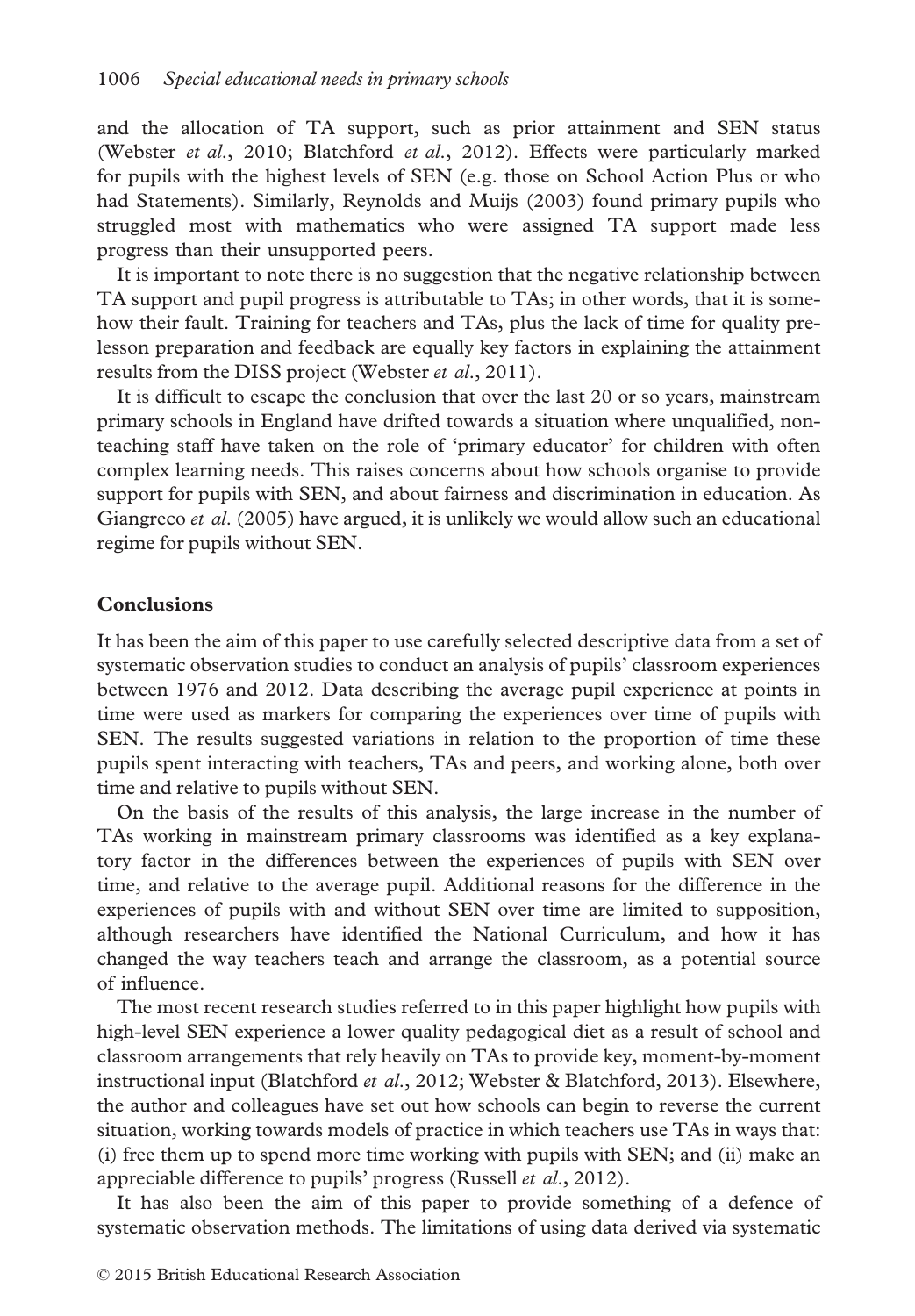and the allocation of TA support, such as prior attainment and SEN status (Webster *et al.*, 2010; Blatchford *et al.*, 2012). Effects were particularly marked for pupils with the highest levels of SEN (e.g. those on School Action Plus or who had Statements). Similarly, Reynolds and Muijs (2003) found primary pupils who struggled most with mathematics who were assigned TA support made less progress than their unsupported peers.

It is important to note there is no suggestion that the negative relationship between TA support and pupil progress is attributable to TAs; in other words, that it is somehow their fault. Training for teachers and TAs, plus the lack of time for quality pre-lesson preparation and feedback are equally key factors in explaining the attainment results from the DISS project (Webster *et al.*, 2011).

It is difficult to escape the conclusion that over the last 20 or so years, mainstream primary schools in England have drifted towards a situation where unqualified, non-teaching staff have taken on the role of 'primary educator' for children with often complex learning needs. This raises concerns about how schools organise to provide support for pupils with SEN, and about fairness and discrimination in education. As Giangreco *et al.* (2005) have argued, it is unlikely we would allow such an educational regime for pupils without SEN.

## Conclusions

It has been the aim of this paper to use carefully selected descriptive data from a set of systematic observation studies to conduct an analysis of pupils' classroom experiences between 1976 and 2012. Data describing the average pupil experience at points in time were used as markers for comparing the experiences over time of pupils with SEN. The results suggested variations in relation to the proportion of time these pupils spent interacting with teachers, TAs and peers, and working alone, both over time and relative to pupils without SEN.

On the basis of the results of this analysis, the large increase in the number of TAs working in mainstream primary classrooms was identified as a key explanatory factor in the differences between the experiences of pupils with SEN over time, and relative to the average pupil. Additional reasons for the difference in the experiences of pupils with and without SEN over time are limited to supposition, although researchers have identified the National Curriculum, and how it has changed the way teachers teach and arrange the classroom, as a potential source of influence.

The most recent research studies referred to in this paper highlight how pupils with high-level SEN experience a lower quality pedagogical diet as a result of school and classroom arrangements that rely heavily on TAs to provide key, moment-by-moment instructional input (Blatchford *et al.*, 2012; Webster & Blatchford, 2013). Elsewhere, the author and colleagues have set out how schools can begin to reverse the current situation, working towards models of practice in which teachers use TAs in ways that: (i) free them up to spend more time working with pupils with SEN; and (ii) make an appreciable difference to pupils' progress (Russell *et al.*, 2012).

It has also been the aim of this paper to provide something of a defence of systematic observation methods. The limitations of using data derived via systematic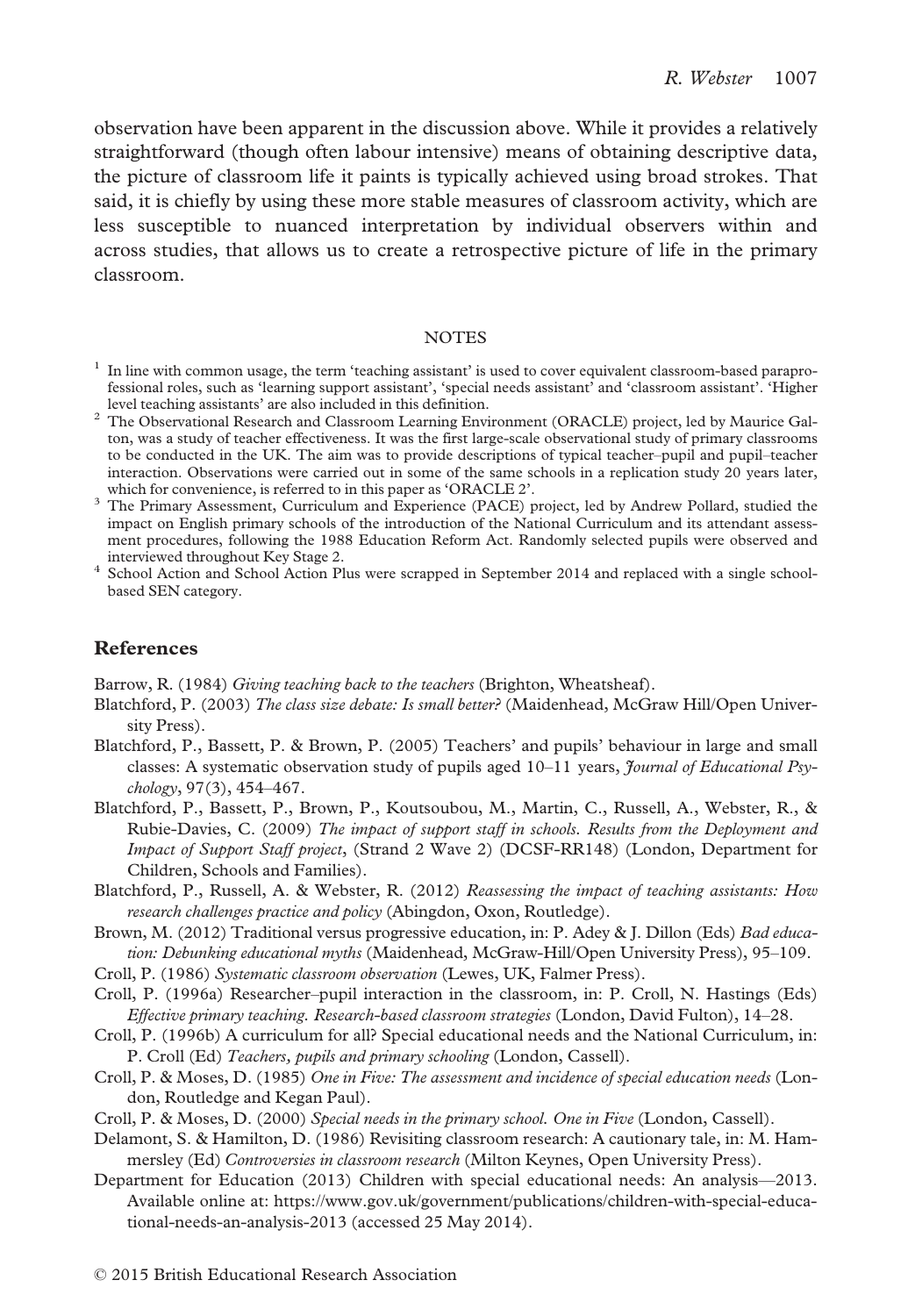observation have been apparent in the discussion above. While it provides a relatively straightforward (though often labour intensive) means of obtaining descriptive data, the picture of classroom life it paints is typically achieved using broad strokes. That said, it is chiefly by using these more stable measures of classroom activity, which are less susceptible to nuanced interpretation by individual observers within and across studies, that allows us to create a retrospective picture of life in the primary classroom.

## NOTES

[1] In line with common usage, the term 'teaching assistant' is used to cover equivalent classroom-based paraprofessional roles, such as 'learning support assistant', 'special needs assistant' and 'classroom assistant'. 'Higher level teaching assistants' are also included in this definition.

[2] The Observational Research and Classroom Learning Environment (ORACLE) project, led by Maurice Galton, was a study of teacher effectiveness. It was the first large-scale observational study of primary classrooms to be conducted in the UK. The aim was to provide descriptions of typical teacher–pupil and pupil–teacher interaction. Observations were carried out in some of the same schools in a replication study 20 years later, which for convenience, is referred to in this paper as 'ORACLE 2'.

[3] The Primary Assessment, Curriculum and Experience (PACE) project, led by Andrew Pollard, studied the impact on English primary schools of the introduction of the National Curriculum and its attendant assessment procedures, following the 1988 Education Reform Act. Randomly selected pupils were observed and interviewed throughout Key Stage 2.

[4] School Action and School Action Plus were scrapped in September 2014 and replaced with a single school-based SEN category.

## References

Barrow, R. (1984) *Giving teaching back to the teachers* (Brighton, Wheatsheaf).

Blatchford, P. (2003) *The class size debate: Is small better?* (Maidenhead, McGraw Hill/Open University Press).

Blatchford, P., Bassett, P. & Brown, P. (2005) Teachers' and pupils' behaviour in large and small classes: A systematic observation study of pupils aged 10–11 years, *Journal of Educational Psychology*, 97(3), 454–467.

Blatchford, P., Bassett, P., Brown, P., Koutsoubou, M., Martin, C., Russell, A., Webster, R., & Rubie-Davies, C. (2009) *The impact of support staff in schools. Results from the Deployment and Impact of Support Staff project*, (Strand 2 Wave 2) (DCSF-RR148) (London, Department for Children, Schools and Families).

Blatchford, P., Russell, A. & Webster, R. (2012) *Reassessing the impact of teaching assistants: How research challenges practice and policy* (Abingdon, Oxon, Routledge).

Brown, M. (2012) Traditional versus progressive education, in: P. Adey & J. Dillon (Eds) *Bad education: Debunking educational myths* (Maidenhead, McGraw-Hill/Open University Press), 95–109.

Croll, P. (1986) *Systematic classroom observation* (Lewes, UK, Falmer Press).

Croll, P. (1996a) Researcher–pupil interaction in the classroom, in: P. Croll, N. Hastings (Eds) *Effective primary teaching. Research-based classroom strategies* (London, David Fulton), 14–28.

Croll, P. (1996b) A curriculum for all? Special educational needs and the National Curriculum, in: P. Croll (Ed) *Teachers, pupils and primary schooling* (London, Cassell).

Croll, P. & Moses, D. (1985) *One in Five: The assessment and incidence of special education needs* (London, Routledge and Kegan Paul).

Croll, P. & Moses, D. (2000) *Special needs in the primary school. One in Five* (London, Cassell).

Delamont, S. & Hamilton, D. (1986) Revisiting classroom research: A cautionary tale, in: M. Hammersley (Ed) *Controversies in classroom research* (Milton Keynes, Open University Press).

Department for Education (2013) Children with special educational needs: An analysis—2013. Available online at: https://www.gov.uk/government/publications/children-with-special-educational-needs-an-analysis-2013 (accessed 25 May 2014).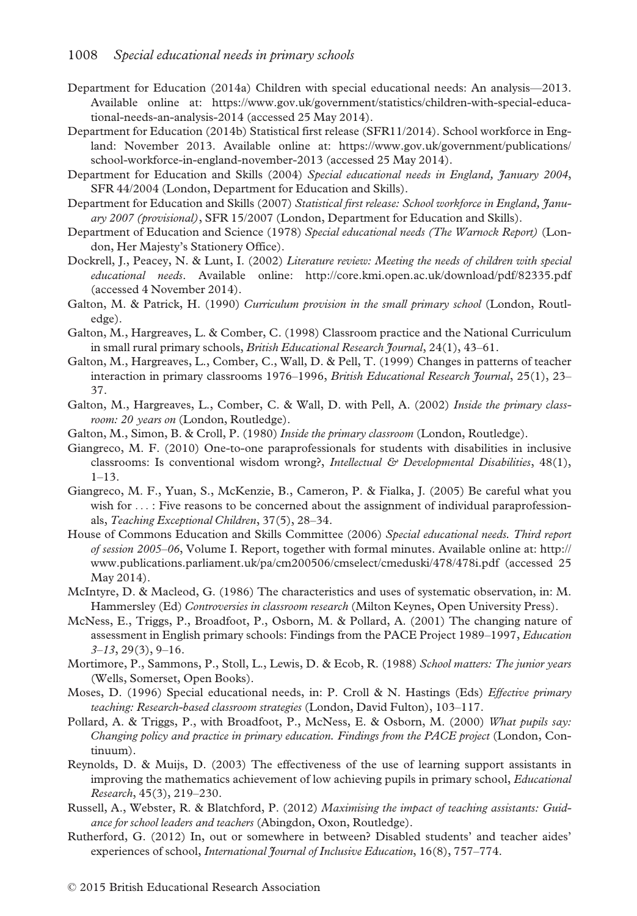Department for Education (2014a) Children with special educational needs: An analysis—2013. Available online at: https://www.gov.uk/government/statistics/children-with-special-educational-needs-an-analysis-2014 (accessed 25 May 2014).

Department for Education (2014b) Statistical first release (SFR11/2014). School workforce in England: November 2013. Available online at: https://www.gov.uk/government/publications/school-workforce-in-england-november-2013 (accessed 25 May 2014).

Department for Education and Skills (2004) *Special educational needs in England, January 2004*, SFR 44/2004 (London, Department for Education and Skills).

Department for Education and Skills (2007) *Statistical first release: School workforce in England, January 2007 (provisional)*, SFR 15/2007 (London, Department for Education and Skills).

Department of Education and Science (1978) *Special educational needs (The Warnock Report)* (London, Her Majesty's Stationery Office).

Dockrell, J., Peacey, N. & Lunt, I. (2002) *Literature review: Meeting the needs of children with special educational needs*. Available online: http://core.kmi.open.ac.uk/download/pdf/82335.pdf (accessed 4 November 2014).

Galton, M. & Patrick, H. (1990) *Curriculum provision in the small primary school* (London, Routledge).

Galton, M., Hargreaves, L. & Comber, C. (1998) Classroom practice and the National Curriculum in small rural primary schools, *British Educational Research Journal*, 24(1), 43–61.

Galton, M., Hargreaves, L., Comber, C., Wall, D. & Pell, T. (1999) Changes in patterns of teacher interaction in primary classrooms 1976–1996, *British Educational Research Journal*, 25(1), 23–37.

Galton, M., Hargreaves, L., Comber, C. & Wall, D. with Pell, A. (2002) *Inside the primary classroom: 20 years on* (London, Routledge).

Galton, M., Simon, B. & Croll, P. (1980) *Inside the primary classroom* (London, Routledge).

Giangreco, M. F. (2010) One-to-one paraprofessionals for students with disabilities in inclusive classrooms: Is conventional wisdom wrong?, *Intellectual & Developmental Disabilities*, 48(1), 1–13.

Giangreco, M. F., Yuan, S., McKenzie, B., Cameron, P. & Fialka, J. (2005) Be careful what you wish for . . . : Five reasons to be concerned about the assignment of individual paraprofessionals, *Teaching Exceptional Children*, 37(5), 28–34.

House of Commons Education and Skills Committee (2006) *Special educational needs. Third report of session 2005–06*, Volume I. Report, together with formal minutes. Available online at: http://www.publications.parliament.uk/pa/cm200506/cmselect/cmeduski/478/478i.pdf (accessed 25 May 2014).

McIntyre, D. & Macleod, G. (1986) The characteristics and uses of systematic observation, in: M. Hammersley (Ed) *Controversies in classroom research* (Milton Keynes, Open University Press).

McNess, E., Triggs, P., Broadfoot, P., Osborn, M. & Pollard, A. (2001) The changing nature of assessment in English primary schools: Findings from the PACE Project 1989–1997, *Education 3–13*, 29(3), 9–16.

Mortimore, P., Sammons, P., Stoll, L., Lewis, D. & Ecob, R. (1988) *School matters: The junior years* (Wells, Somerset, Open Books).

Moses, D. (1996) Special educational needs, in: P. Croll & N. Hastings (Eds) *Effective primary teaching: Research-based classroom strategies* (London, David Fulton), 103–117.

Pollard, A. & Triggs, P., with Broadfoot, P., McNess, E. & Osborn, M. (2000) *What pupils say: Changing policy and practice in primary education. Findings from the PACE project* (London, Continuum).

Reynolds, D. & Muijs, D. (2003) The effectiveness of the use of learning support assistants in improving the mathematics achievement of low achieving pupils in primary school, *Educational Research*, 45(3), 219–230.

Russell, A., Webster, R. & Blatchford, P. (2012) *Maximising the impact of teaching assistants: Guidance for school leaders and teachers* (Abingdon, Oxon, Routledge).

Rutherford, G. (2012) In, out or somewhere in between? Disabled students' and teacher aides' experiences of school, *International Journal of Inclusive Education*, 16(8), 757–774.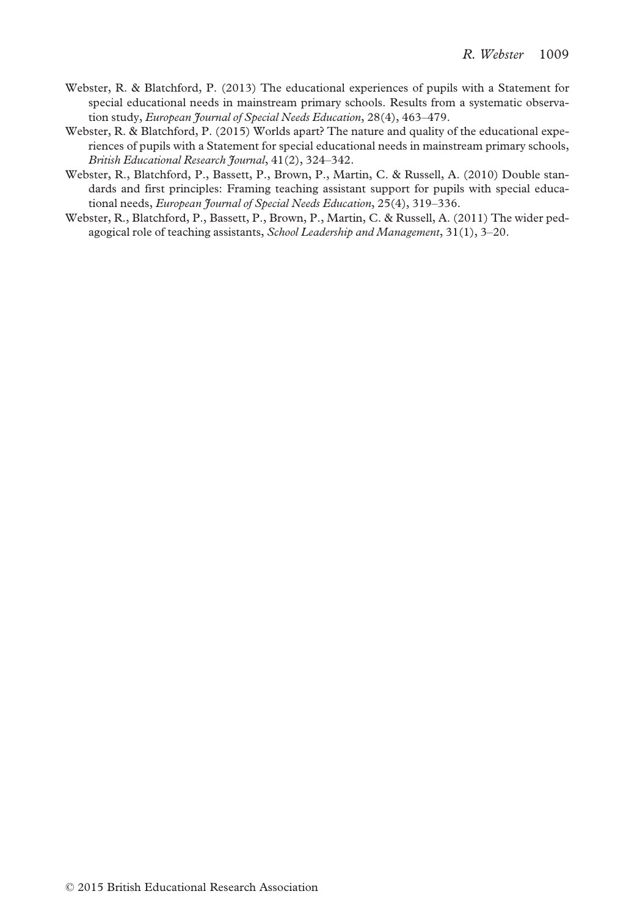Webster, R. & Blatchford, P. (2013) The educational experiences of pupils with a Statement for special educational needs in mainstream primary schools. Results from a systematic observation study, *European Journal of Special Needs Education*, 28(4), 463–479.

Webster, R. & Blatchford, P. (2015) Worlds apart? The nature and quality of the educational experiences of pupils with a Statement for special educational needs in mainstream primary schools, *British Educational Research Journal*, 41(2), 324–342.

Webster, R., Blatchford, P., Bassett, P., Brown, P., Martin, C. & Russell, A. (2010) Double standards and first principles: Framing teaching assistant support for pupils with special educational needs, *European Journal of Special Needs Education*, 25(4), 319–336.

Webster, R., Blatchford, P., Bassett, P., Brown, P., Martin, C. & Russell, A. (2011) The wider pedagogical role of teaching assistants, *School Leadership and Management*, 31(1), 3–20.